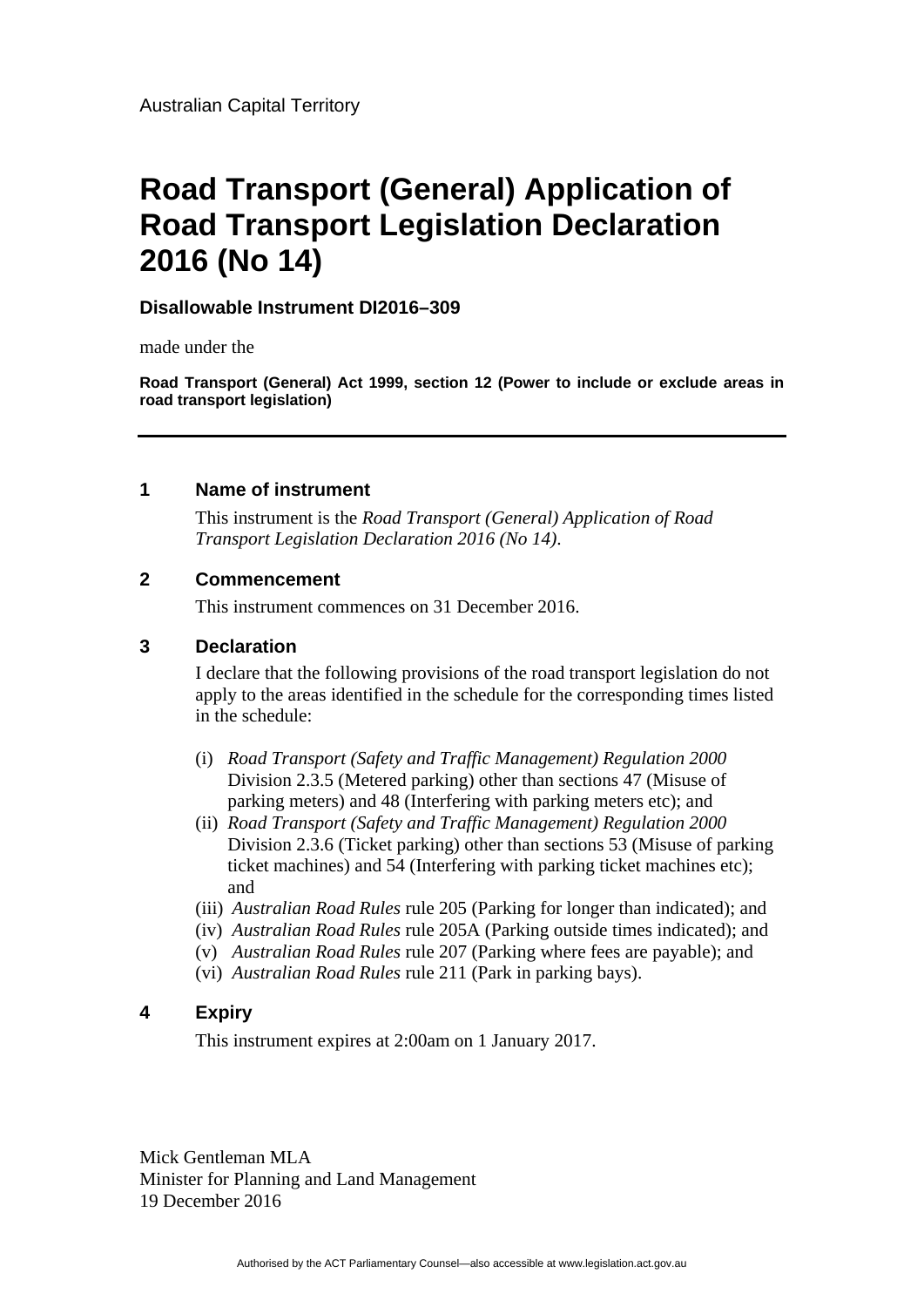Australian Capital Territory

# Road Transport (General) Application of Road Transport Legislation Declaration 2016 (No 14)

**Disallowable Instrument DI2016–309**

made under the

**Road Transport (General) Act 1999, section 12 (Power to include or exclude areas in road transport legislation)**

---

## 1 Name of instrument

This instrument is the *Road Transport (General) Application of Road Transport Legislation Declaration 2016 (No 14)*.

## 2 Commencement

This instrument commences on 31 December 2016.

## 3 Declaration

I declare that the following provisions of the road transport legislation do not apply to the areas identified in the schedule for the corresponding times listed in the schedule:

(i) *Road Transport (Safety and Traffic Management) Regulation 2000* Division 2.3.5 (Metered parking) other than sections 47 (Misuse of parking meters) and 48 (Interfering with parking meters etc); and

(ii) *Road Transport (Safety and Traffic Management) Regulation 2000* Division 2.3.6 (Ticket parking) other than sections 53 (Misuse of parking ticket machines) and 54 (Interfering with parking ticket machines etc); and

(iii) *Australian Road Rules* rule 205 (Parking for longer than indicated); and

(iv) *Australian Road Rules* rule 205A (Parking outside times indicated); and

(v) *Australian Road Rules* rule 207 (Parking where fees are payable); and

(vi) *Australian Road Rules* rule 211 (Park in parking bays).

## 4 Expiry

This instrument expires at 2:00am on 1 January 2017.

Mick Gentleman MLA
Minister for Planning and Land Management
19 December 2016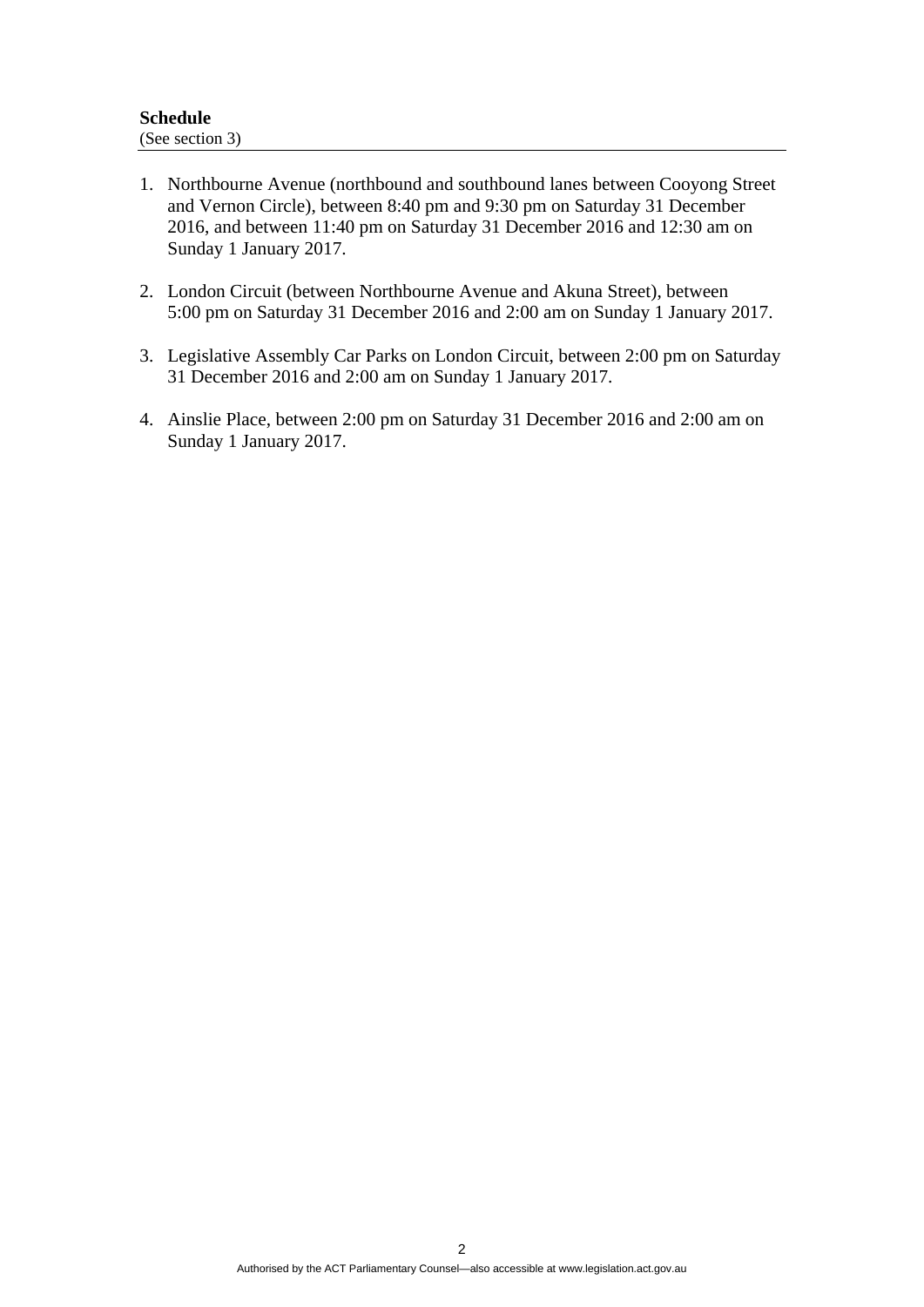**Schedule**
(See section 3)

1. Northbourne Avenue (northbound and southbound lanes between Cooyong Street and Vernon Circle), between 8:40 pm and 9:30 pm on Saturday 31 December 2016, and between 11:40 pm on Saturday 31 December 2016 and 12:30 am on Sunday 1 January 2017.

2. London Circuit (between Northbourne Avenue and Akuna Street), between 5:00 pm on Saturday 31 December 2016 and 2:00 am on Sunday 1 January 2017.

3. Legislative Assembly Car Parks on London Circuit, between 2:00 pm on Saturday 31 December 2016 and 2:00 am on Sunday 1 January 2017.

4. Ainslie Place, between 2:00 pm on Saturday 31 December 2016 and 2:00 am on Sunday 1 January 2017.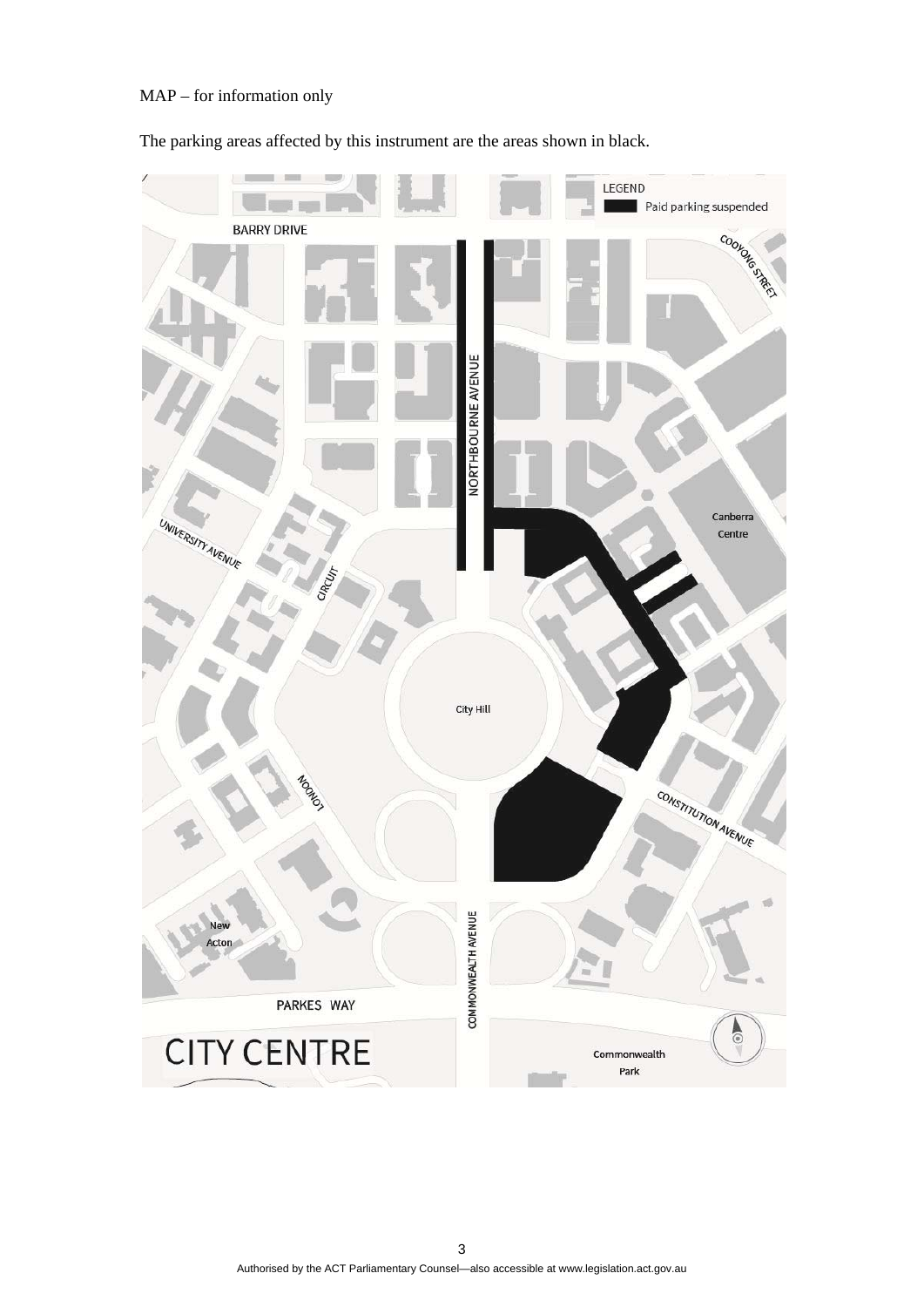MAP – for information only

The parking areas affected by this instrument are the areas shown in black.

LEGEND

Paid parking suspended

BARRY DRIVE

COOYONG STREET

NORTHBOURNE AVENUE

Canberra Centre

UNIVERSITY AVENUE

CIRCUIT

City Hill

LONDON

CONSTITUTION AVENUE

New Acton

COMMONWEALTH AVENUE

PARKES WAY

CITY CENTRE

Commonwealth Park